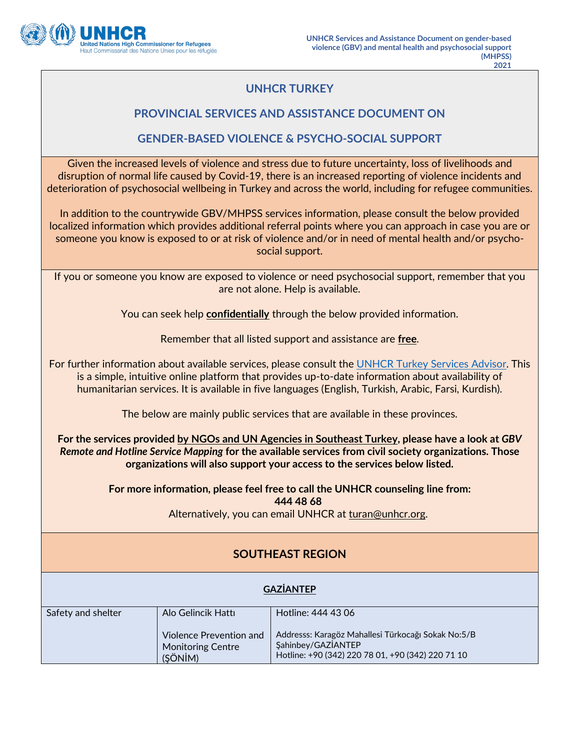# UNHCR TURKEY

## PROVINCIAL SERVICES AND ASSISTANCE DOCUMENT ON

## GENDER-BASED VIOLENCE & PSYCHO-SOCIAL SUPPORT

Given the increased levels of violence and stress due to future uncertainty, loss of livelihoods and disruption of normal life caused by Covid-19, there is an increased reporting of violence incidents and deterioration of psychosocial wellbeing in Turkey and across the world, including for refugee communities.

In addition to the countrywide GBV/MHPSS services information, please consult the below provided localized information which provides additional referral points where you can approach in case you are or someone you know is exposed to or at risk of violence and/or in need of mental health and/or psycho-social support.

If you or someone you know are exposed to violence or need psychosocial support, remember that you are not alone. Help is available.

You can seek help **confidentially** through the below provided information.

Remember that all listed support and assistance are **free**.

For further information about available services, please consult the UNHCR Turkey Services Advisor. This is a simple, intuitive online platform that provides up-to-date information about availability of humanitarian services. It is available in five languages (English, Turkish, Arabic, Farsi, Kurdish).

The below are mainly public services that are available in these provinces.

**For the services provided by NGOs and UN Agencies in Southeast Turkey, please have a look at *GBV Remote and Hotline Service Mapping* for the available services from civil society organizations. Those organizations will also support your access to the services below listed.**

**For more information, please feel free to call the UNHCR counseling line from:**
**444 48 68**
Alternatively, you can email UNHCR at turan@unhcr.org.

## SOUTHEAST REGION

### GAZİANTEP

| | | |
|---|---|---|
| Safety and shelter | Alo Gelincik Hattı | Hotline: 444 43 06 |
| | Violence Prevention and Monitoring Centre (ŞÖNİM) | Addresss: Karagöz Mahallesi Türkocağı Sokak No:5/B Şahinbey/GAZİANTEP<br>Hotline: +90 (342) 220 78 01, +90 (342) 220 71 10 |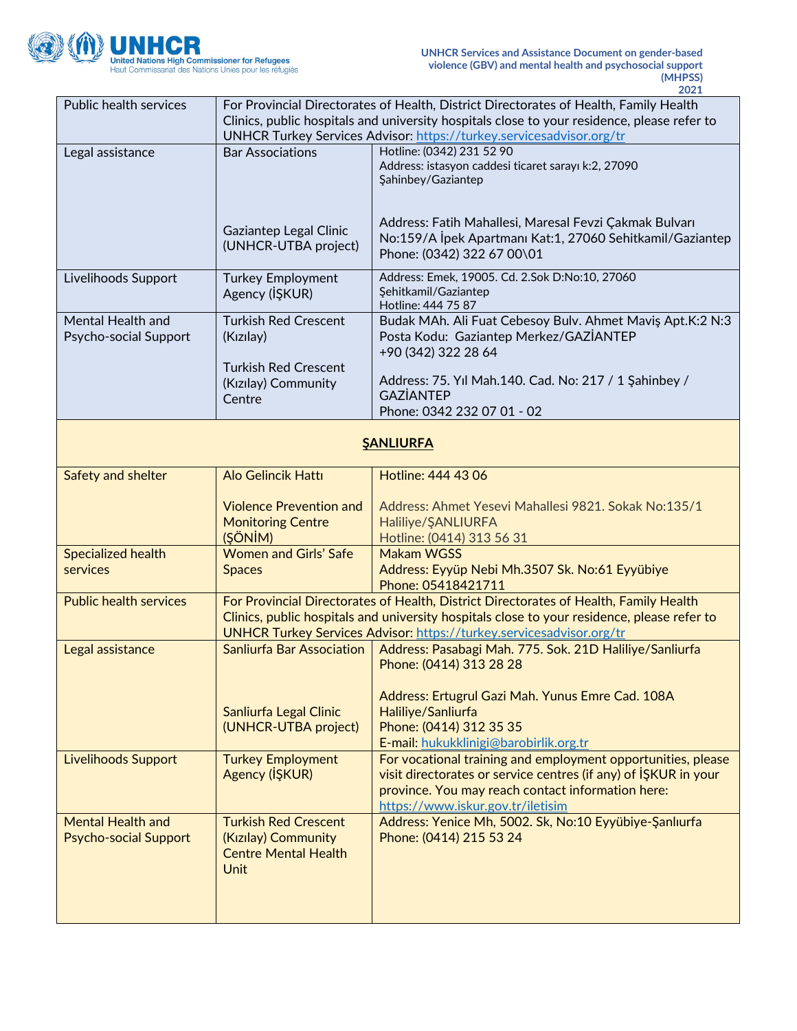| | | |
|---|---|---|
| Public health services | For Provincial Directorates of Health, District Directorates of Health, Family Health Clinics, public hospitals and university hospitals close to your residence, please refer to UNHCR Turkey Services Advisor: https://turkey.servicesadvisor.org/tr | |
| Legal assistance | Bar Associations<br><br>Gaziantep Legal Clinic (UNHCR-UTBA project) | Hotline: (0342) 231 52 90<br>Address: istasyon caddesi ticaret sarayı k:2, 27090 Şahinbey/Gaziantep<br><br>Address: Fatih Mahallesi, Maresal Fevzi Çakmak Bulvarı No:159/A İpek Apartmanı Kat:1, 27060 Sehitkamil/Gaziantep<br>Phone: (0342) 322 67 00\01 |
| Livelihoods Support | Turkey Employment Agency (İŞKUR) | Address: Emek, 19005. Cd. 2.Sok D:No:10, 27060 Şehitkamil/Gaziantep<br>Hotline: 444 75 87 |
| Mental Health and Psycho-social Support | Turkish Red Crescent (Kızılay)<br><br>Turkish Red Crescent (Kızılay) Community Centre | Budak MAh. Ali Fuat Cebesoy Bulv. Ahmet Maviş Apt.K:2 N:3 Posta Kodu: Gaziantep Merkez/GAZİANTEP<br>+90 (342) 322 28 64<br><br>Address: 75. Yıl Mah.140. Cad. No: 217 / 1 Şahinbey / GAZİANTEP<br>Phone: 0342 232 07 01 - 02 |
| **ŞANLIURFA** | | |
| Safety and shelter | Alo Gelincik Hattı<br><br>Violence Prevention and Monitoring Centre (ŞÖNİM) | Hotline: 444 43 06<br><br>Address: Ahmet Yesevi Mahallesi 9821. Sokak No:135/1 Haliliye/ŞANLIURFA<br>Hotline: (0414) 313 56 31 |
| Specialized health services | Women and Girls' Safe Spaces | Makam WGSS<br>Address: Eyyüp Nebi Mh.3507 Sk. No:61 Eyyübiye<br>Phone: 05418421711 |
| Public health services | For Provincial Directorates of Health, District Directorates of Health, Family Health Clinics, public hospitals and university hospitals close to your residence, please refer to UNHCR Turkey Services Advisor: https://turkey.servicesadvisor.org/tr | |
| Legal assistance | Sanliurfa Bar Association<br><br>Sanliurfa Legal Clinic (UNHCR-UTBA project) | Address: Pasabagi Mah. 775. Sok. 21D Haliliye/Sanliurfa<br>Phone: (0414) 313 28 28<br><br>Address: Ertugrul Gazi Mah. Yunus Emre Cad. 108A Haliliye/Sanliurfa<br>Phone: (0414) 312 35 35<br>E-mail: hukukklinigi@barobirlik.org.tr |
| Livelihoods Support | Turkey Employment Agency (İŞKUR) | For vocational training and employment opportunities, please visit directorates or service centres (if any) of İŞKUR in your province. You may reach contact information here: https://www.iskur.gov.tr/iletisim |
| Mental Health and Psycho-social Support | Turkish Red Crescent (Kızılay) Community Centre Mental Health Unit | Address: Yenice Mh, 5002. Sk, No:10 Eyyübiye-Şanlıurfa<br>Phone: (0414) 215 53 24 |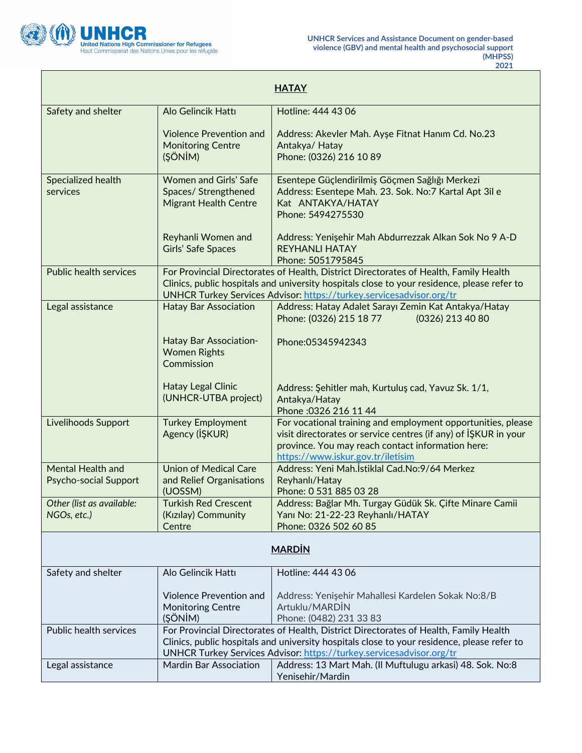| HATAY | | |
|---|---|---|
| Safety and shelter | Alo Gelincik Hattı<br><br>Violence Prevention and Monitoring Centre (ŞÖNİM) | Hotline: 444 43 06<br><br>Address: Akevler Mah. Ayşe Fitnat Hanım Cd. No.23 Antakya/ Hatay<br>Phone: (0326) 216 10 89 |
| Specialized health services | Women and Girls' Safe Spaces/ Strengthened Migrant Health Centre<br><br>Reyhanli Women and Girls' Safe Spaces | Esentepe Güçlendirilmiş Göçmen Sağlığı Merkezi<br>Address: Esentepe Mah. 23. Sok. No:7 Kartal Apt 3il e Kat ANTAKYA/HATAY<br>Phone: 5494275530<br><br>Address: Yenişehir Mah Abdurrezzak Alkan Sok No 9 A-D REYHANLI HATAY<br>Phone: 5051795845 |
| Public health services | For Provincial Directorates of Health, District Directorates of Health, Family Health Clinics, public hospitals and university hospitals close to your residence, please refer to UNHCR Turkey Services Advisor: https://turkey.servicesadvisor.org/tr | |
| Legal assistance | Hatay Bar Association<br><br>Hatay Bar Association-Women Rights Commission<br><br>Hatay Legal Clinic (UNHCR-UTBA project) | Address: Hatay Adalet Sarayı Zemin Kat Antakya/Hatay<br>Phone: (0326) 215 18 77 (0326) 213 40 80<br><br>Phone:05345942343<br><br>Address: Şehitler mah, Kurtuluş cad, Yavuz Sk. 1/1, Antakya/Hatay<br>Phone :0326 216 11 44 |
| Livelihoods Support | Turkey Employment Agency (İŞKUR) | For vocational training and employment opportunities, please visit directorates or service centres (if any) of İŞKUR in your province. You may reach contact information here: https://www.iskur.gov.tr/iletisim |
| Mental Health and Psycho-social Support | Union of Medical Care and Relief Organisations (UOSSM) | Address: Yeni Mah.İstiklal Cad.No:9/64 Merkez Reyhanlı/Hatay<br>Phone: 0 531 885 03 28 |
| *Other (list as available: NGOs, etc.)* | Turkish Red Crescent (Kızılay) Community Centre | Address: Bağlar Mh. Turgay Güdük Sk. Çifte Minare Camii Yanı No: 21-22-23 Reyhanlı/HATAY<br>Phone: 0326 502 60 85 |
| **MARDİN** | | |
| Safety and shelter | Alo Gelincik Hattı<br><br>Violence Prevention and Monitoring Centre (ŞÖNİM) | Hotline: 444 43 06<br><br>Address: Yenişehir Mahallesi Kardelen Sokak No:8/B Artuklu/MARDİN<br>Phone: (0482) 231 33 83 |
| Public health services | For Provincial Directorates of Health, District Directorates of Health, Family Health Clinics, public hospitals and university hospitals close to your residence, please refer to UNHCR Turkey Services Advisor: https://turkey.servicesadvisor.org/tr | |
| Legal assistance | Mardin Bar Association | Address: 13 Mart Mah. (Il Muftulugu arkasi) 48. Sok. No:8 Yenisehir/Mardin |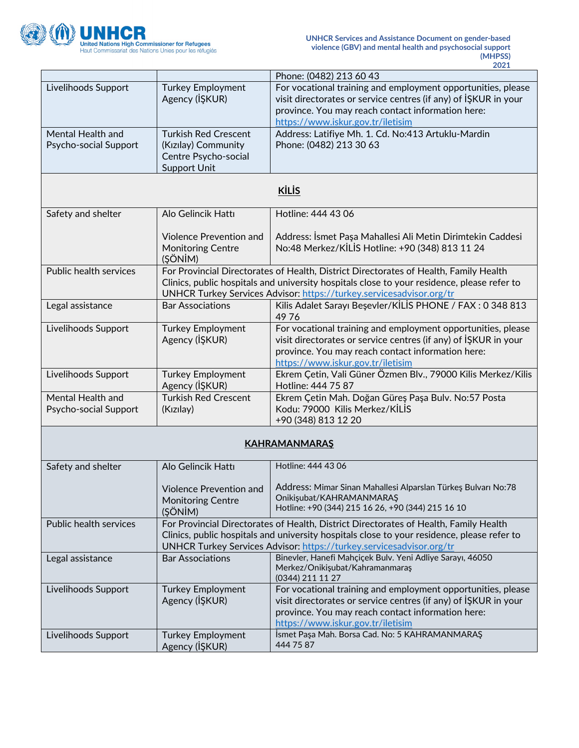| | | |
|---|---|---|
| | | Phone: (0482) 213 60 43 |
| Livelihoods Support | Turkey Employment Agency (İŞKUR) | For vocational training and employment opportunities, please visit directorates or service centres (if any) of İŞKUR in your province. You may reach contact information here: https://www.iskur.gov.tr/iletisim |
| Mental Health and Psycho-social Support | Turkish Red Crescent (Kızılay) Community Centre Psycho-social Support Unit | Address: Latifiye Mh. 1. Cd. No:413 Artuklu-Mardin<br>Phone: (0482) 213 30 63 |
| | **KİLİS** | |
| Safety and shelter | Alo Gelincik Hattı<br><br>Violence Prevention and Monitoring Centre (ŞÖNİM) | Hotline: 444 43 06<br><br>Address: İsmet Paşa Mahallesi Ali Metin Dirimtekin Caddesi No:48 Merkez/KİLİS Hotline: +90 (348) 813 11 24 |
| Public health services | For Provincial Directorates of Health, District Directorates of Health, Family Health Clinics, public hospitals and university hospitals close to your residence, please refer to UNHCR Turkey Services Advisor: https://turkey.servicesadvisor.org/tr | |
| Legal assistance | Bar Associations | Kilis Adalet Sarayı Beşevler/KİLİS PHONE / FAX : 0 348 813 49 76 |
| Livelihoods Support | Turkey Employment Agency (İŞKUR) | For vocational training and employment opportunities, please visit directorates or service centres (if any) of İŞKUR in your province. You may reach contact information here: https://www.iskur.gov.tr/iletisim |
| Livelihoods Support | Turkey Employment Agency (İŞKUR) | Ekrem Çetin, Vali Güner Özmen Blv., 79000 Kilis Merkez/Kilis<br>Hotline: 444 75 87 |
| Mental Health and Psycho-social Support | Turkish Red Crescent (Kızılay) | Ekrem Çetin Mah. Doğan Güreş Paşa Bulv. No:57 Posta Kodu: 79000 Kilis Merkez/KİLİS<br>+90 (348) 813 12 20 |
| | **KAHRAMANMARAŞ** | |
| Safety and shelter | Alo Gelincik Hattı<br><br>Violence Prevention and Monitoring Centre (ŞÖNİM) | Hotline: 444 43 06<br><br>Address: Mimar Sinan Mahallesi Alparslan Türkeş Bulvarı No:78 Onikişubat/KAHRAMANMARAŞ<br>Hotline: +90 (344) 215 16 26, +90 (344) 215 16 10 |
| Public health services | For Provincial Directorates of Health, District Directorates of Health, Family Health Clinics, public hospitals and university hospitals close to your residence, please refer to UNHCR Turkey Services Advisor: https://turkey.servicesadvisor.org/tr | |
| Legal assistance | Bar Associations | Binevler, Hanefi Mahçiçek Bulv. Yeni Adliye Sarayı, 46050 Merkez/Onikişubat/Kahramanmaraş<br>(0344) 211 11 27 |
| Livelihoods Support | Turkey Employment Agency (İŞKUR) | For vocational training and employment opportunities, please visit directorates or service centres (if any) of İŞKUR in your province. You may reach contact information here: https://www.iskur.gov.tr/iletisim |
| Livelihoods Support | Turkey Employment Agency (İŞKUR) | İsmet Paşa Mah. Borsa Cad. No: 5 KAHRAMANMARAŞ<br>444 75 87 |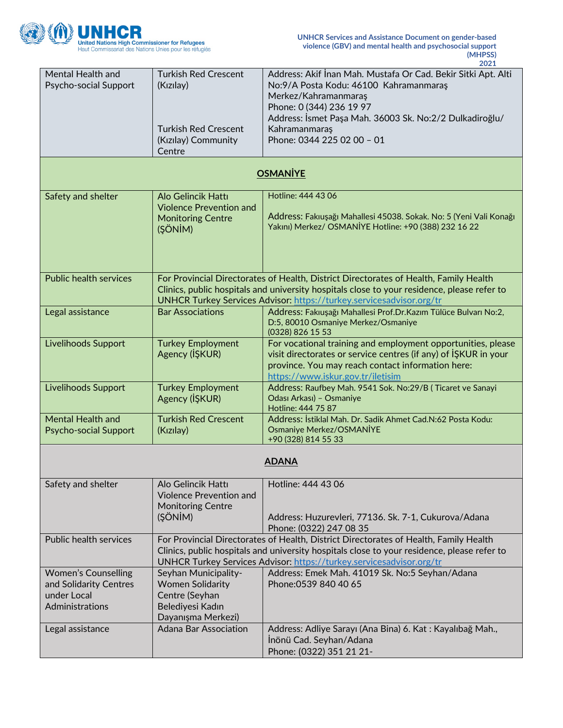| | | |
|---|---|---|
| Mental Health and Psycho-social Support | Turkish Red Crescent (Kızılay)<br><br>Turkish Red Crescent (Kızılay) Community Centre | Address: Akif İnan Mah. Mustafa Or Cad. Bekir Sitki Apt. Alti No:9/A Posta Kodu: 46100 Kahramanmaraş Merkez/Kahramanmaraş<br>Phone: 0 (344) 236 19 97<br>Address: İsmet Paşa Mah. 36003 Sk. No:2/2 Dulkadiroğlu/ Kahramanmaraş<br>Phone: 0344 225 02 00 – 01 |
| **OSMANİYE** | | |
| Safety and shelter | Alo Gelincik Hattı Violence Prevention and Monitoring Centre (ŞÖNİM) | Hotline: 444 43 06<br><br>Address: Fakıuşağı Mahallesi 45038. Sokak. No: 5 (Yeni Vali Konağı Yakını) Merkez/ OSMANİYE Hotline: +90 (388) 232 16 22 |
| Public health services | For Provincial Directorates of Health, District Directorates of Health, Family Health Clinics, public hospitals and university hospitals close to your residence, please refer to UNHCR Turkey Services Advisor: https://turkey.servicesadvisor.org/tr | |
| Legal assistance | Bar Associations | Address: Fakıuşağı Mahallesi Prof.Dr.Kazım Tülüce Bulvarı No:2, D:5, 80010 Osmaniye Merkez/Osmaniye<br>(0328) 826 15 53 |
| Livelihoods Support | Turkey Employment Agency (İŞKUR) | For vocational training and employment opportunities, please visit directorates or service centres (if any) of İŞKUR in your province. You may reach contact information here: https://www.iskur.gov.tr/iletisim |
| Livelihoods Support | Turkey Employment Agency (İŞKUR) | Address: Raufbey Mah. 9541 Sok. No:29/B ( Ticaret ve Sanayi Odası Arkası) – Osmaniye<br>Hotline: 444 75 87 |
| Mental Health and Psycho-social Support | Turkish Red Crescent (Kızılay) | Address: İstiklal Mah. Dr. Sadik Ahmet Cad.N:62 Posta Kodu: Osmaniye Merkez/OSMANİYE<br>+90 (328) 814 55 33 |
| **ADANA** | | |
| Safety and shelter | Alo Gelincik Hattı Violence Prevention and Monitoring Centre (ŞÖNİM) | Hotline: 444 43 06<br><br>Address: Huzurevleri, 77136. Sk. 7-1, Cukurova/Adana<br>Phone: (0322) 247 08 35 |
| Public health services | For Provincial Directorates of Health, District Directorates of Health, Family Health Clinics, public hospitals and university hospitals close to your residence, please refer to UNHCR Turkey Services Advisor: https://turkey.servicesadvisor.org/tr | |
| Women's Counselling and Solidarity Centres under Local Administrations | Seyhan Municipality- Women Solidarity Centre (Seyhan Belediyesi Kadın Dayanışma Merkezi) | Address: Emek Mah. 41019 Sk. No:5 Seyhan/Adana<br>Phone:0539 840 40 65 |
| Legal assistance | Adana Bar Association | Address: Adliye Sarayı (Ana Bina) 6. Kat : Kayalıbağ Mah., İnönü Cad. Seyhan/Adana<br>Phone: (0322) 351 21 21- |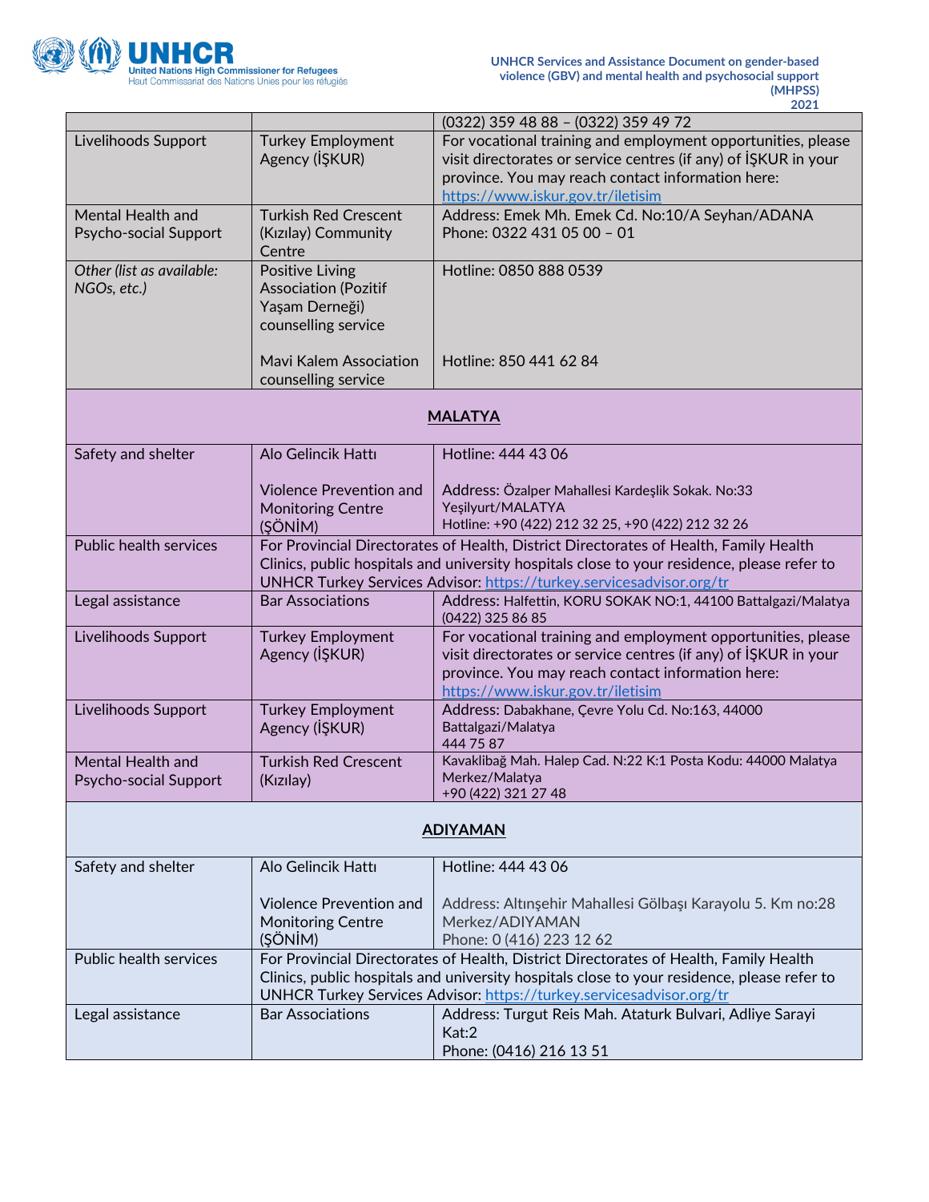| | | |
|---|---|---|
| | | (0322) 359 48 88 – (0322) 359 49 72 |
| Livelihoods Support | Turkey Employment Agency (İŞKUR) | For vocational training and employment opportunities, please visit directorates or service centres (if any) of İŞKUR in your province. You may reach contact information here: https://www.iskur.gov.tr/iletisim |
| Mental Health and Psycho-social Support | Turkish Red Crescent (Kızılay) Community Centre | Address: Emek Mh. Emek Cd. No:10/A Seyhan/ADANA<br>Phone: 0322 431 05 00 – 01 |
| *Other (list as available: NGOs, etc.)* | Positive Living Association (Pozitif Yaşam Derneği) counselling service<br><br>Mavi Kalem Association counselling service | Hotline: 0850 888 0539<br><br>Hotline: 850 441 62 84 |
| | **MALATYA** | |
| Safety and shelter | Alo Gelincik Hattı<br><br>Violence Prevention and Monitoring Centre (ŞÖNİM) | Hotline: 444 43 06<br><br>Address: Özalper Mahallesi Kardeşlik Sokak. No:33 Yeşilyurt/MALATYA<br>Hotline: +90 (422) 212 32 25, +90 (422) 212 32 26 |
| Public health services | For Provincial Directorates of Health, District Directorates of Health, Family Health Clinics, public hospitals and university hospitals close to your residence, please refer to UNHCR Turkey Services Advisor: https://turkey.servicesadvisor.org/tr | |
| Legal assistance | Bar Associations | Address: Halfettin, KORU SOKAK NO:1, 44100 Battalgazi/Malatya<br>(0422) 325 86 85 |
| Livelihoods Support | Turkey Employment Agency (İŞKUR) | For vocational training and employment opportunities, please visit directorates or service centres (if any) of İŞKUR in your province. You may reach contact information here: https://www.iskur.gov.tr/iletisim |
| Livelihoods Support | Turkey Employment Agency (İŞKUR) | Address: Dabakhane, Çevre Yolu Cd. No:163, 44000 Battalgazi/Malatya<br>444 75 87 |
| Mental Health and Psycho-social Support | Turkish Red Crescent (Kızılay) | Kavaklibağ Mah. Halep Cad. N:22 K:1 Posta Kodu: 44000 Malatya Merkez/Malatya<br>+90 (422) 321 27 48 |
| | **ADIYAMAN** | |
| Safety and shelter | Alo Gelincik Hattı<br><br>Violence Prevention and Monitoring Centre (ŞÖNİM) | Hotline: 444 43 06<br><br>Address: Altınşehir Mahallesi Gölbaşı Karayolu 5. Km no:28 Merkez/ADIYAMAN<br>Phone: 0 (416) 223 12 62 |
| Public health services | For Provincial Directorates of Health, District Directorates of Health, Family Health Clinics, public hospitals and university hospitals close to your residence, please refer to UNHCR Turkey Services Advisor: https://turkey.servicesadvisor.org/tr | |
| Legal assistance | Bar Associations | Address: Turgut Reis Mah. Ataturk Bulvari, Adliye Sarayi Kat:2<br>Phone: (0416) 216 13 51 |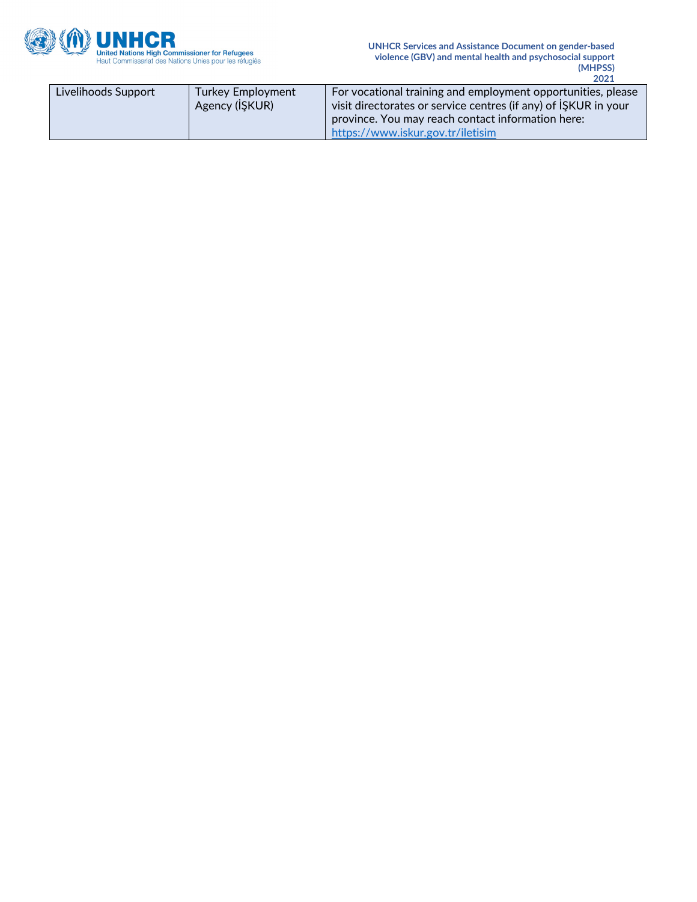| | | |
|---|---|---|
| Livelihoods Support | Turkey Employment Agency (İŞKUR) | For vocational training and employment opportunities, please visit directorates or service centres (if any) of İŞKUR in your province. You may reach contact information here: https://www.iskur.gov.tr/iletisim |